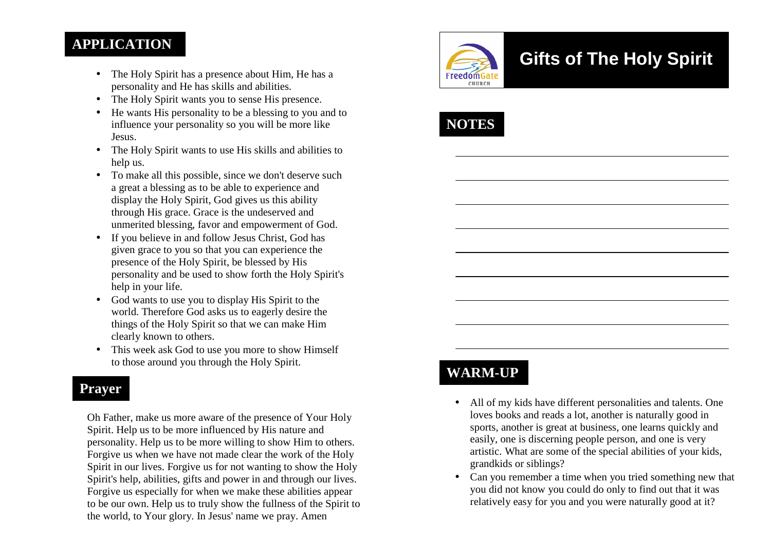# Gifts of The Holy Spirit

## NOTES

## WARM-UP

- All of my kids have different personalities and talents. One loves books and reads a lot, another is naturally good in sports, another is great at business, one learns quickly and easily, one is discerning people person, and one is very artistic. What are some of the special abilities of your kids, grandkids or siblings?
- Can you remember a time when you tried something new that you did not know you could do only to find out that it was relatively easy for you and you were naturally good at it?

## APPLICATION

- The Holy Spirit has a presence about Him, He has a personality and He has skills and abilities.
- The Holy Spirit wants you to sense His presence.
- He wants His personality to be a blessing to you and to influence your personality so you will be more like Jesus.
- The Holy Spirit wants to use His skills and abilities to help us.
- To make all this possible, since we don't deserve such a great a blessing as to be able to experience and display the Holy Spirit, God gives us this ability through His grace. Grace is the undeserved and unmerited blessing, favor and empowerment of God.
- If you believe in and follow Jesus Christ, God has given grace to you so that you can experience the presence of the Holy Spirit, be blessed by His personality and be used to show forth the Holy Spirit's help in your life.
- God wants to use you to display His Spirit to the world. Therefore God asks us to eagerly desire the things of the Holy Spirit so that we can make Him clearly known to others.
- This week ask God to use you more to show Himself to those around you through the Holy Spirit.

## Prayer

Oh Father, make us more aware of the presence of Your Holy Spirit. Help us to be more influenced by His nature and personality. Help us to be more willing to show Him to others. Forgive us when we have not made clear the work of the Holy Spirit in our lives. Forgive us for not wanting to show the Holy Spirit's help, abilities, gifts and power in and through our lives. Forgive us especially for when we make these abilities appear to be our own. Help us to truly show the fullness of the Spirit to the world, to Your glory. In Jesus' name we pray. Amen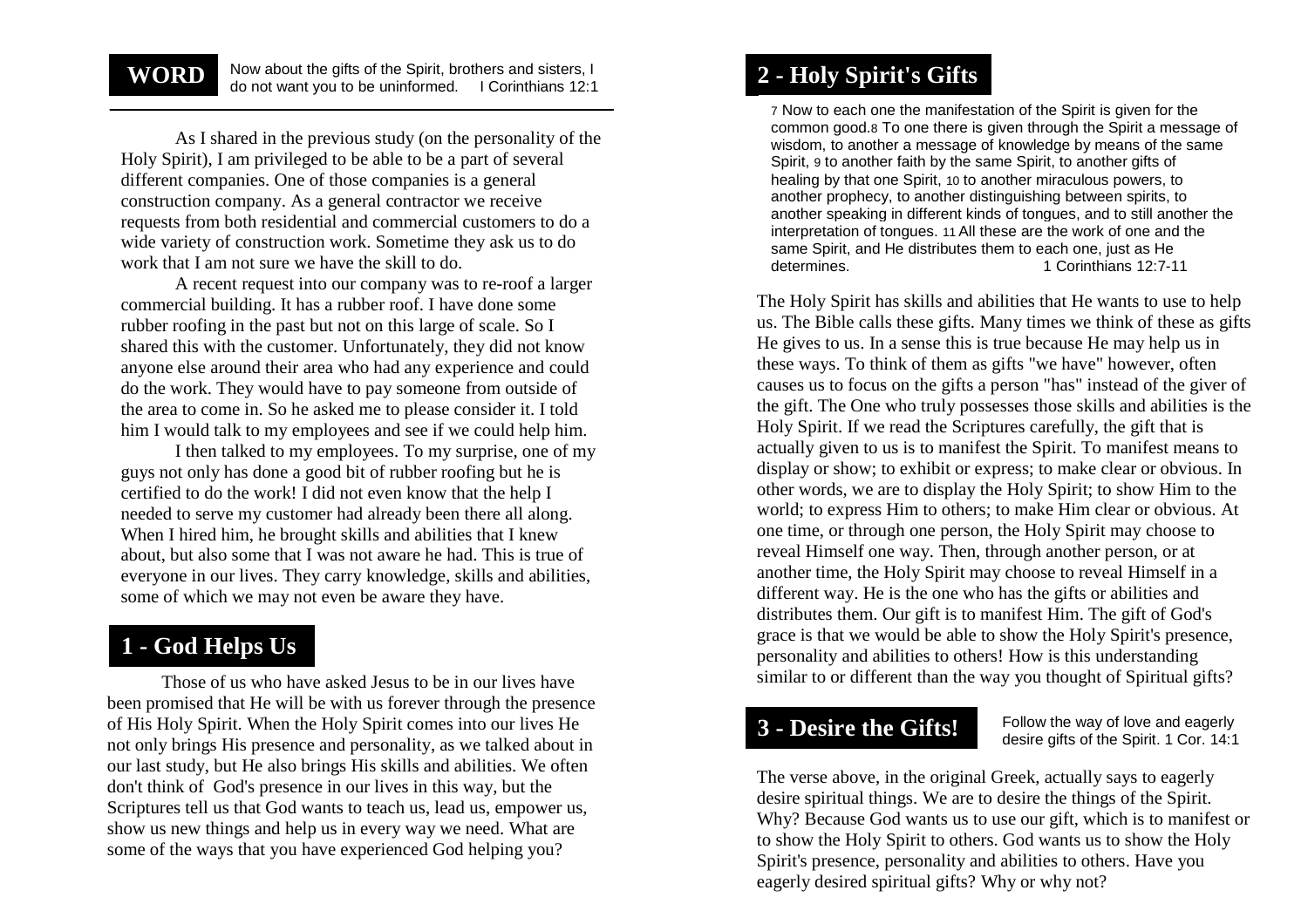## WORD

Now about the gifts of the Spirit, brothers and sisters, I do not want you to be uninformed. I Corinthians 12:1

As I shared in the previous study (on the personality of the Holy Spirit), I am privileged to be able to be a part of several different companies. One of those companies is a general construction company. As a general contractor we receive requests from both residential and commercial customers to do a wide variety of construction work. Sometime they ask us to do work that I am not sure we have the skill to do.

A recent request into our company was to re-roof a larger commercial building. It has a rubber roof. I have done some rubber roofing in the past but not on this large of scale. So I shared this with the customer. Unfortunately, they did not know anyone else around their area who had any experience and could do the work. They would have to pay someone from outside of the area to come in. So he asked me to please consider it. I told him I would talk to my employees and see if we could help him.

I then talked to my employees. To my surprise, one of my guys not only has done a good bit of rubber roofing but he is certified to do the work! I did not even know that the help I needed to serve my customer had already been there all along. When I hired him, he brought skills and abilities that I knew about, but also some that I was not aware he had. This is true of everyone in our lives. They carry knowledge, skills and abilities, some of which we may not even be aware they have.

## 1 - God Helps Us

Those of us who have asked Jesus to be in our lives have been promised that He will be with us forever through the presence of His Holy Spirit. When the Holy Spirit comes into our lives He not only brings His presence and personality, as we talked about in our last study, but He also brings His skills and abilities. We often don't think of God's presence in our lives in this way, but the Scriptures tell us that God wants to teach us, lead us, empower us, show us new things and help us in every way we need. What are some of the ways that you have experienced God helping you?

## 2 - Holy Spirit's Gifts

7 Now to each one the manifestation of the Spirit is given for the common good.8 To one there is given through the Spirit a message of wisdom, to another a message of knowledge by means of the same Spirit, 9 to another faith by the same Spirit, to another gifts of healing by that one Spirit, 10 to another miraculous powers, to another prophecy, to another distinguishing between spirits, to another speaking in different kinds of tongues, and to still another the interpretation of tongues. 11 All these are the work of one and the same Spirit, and He distributes them to each one, just as He determines. 1 Corinthians 12:7-11

The Holy Spirit has skills and abilities that He wants to use to help us. The Bible calls these gifts. Many times we think of these as gifts He gives to us. In a sense this is true because He may help us in these ways. To think of them as gifts "we have" however, often causes us to focus on the gifts a person "has" instead of the giver of the gift. The One who truly possesses those skills and abilities is the Holy Spirit. If we read the Scriptures carefully, the gift that is actually given to us is to manifest the Spirit. To manifest means to display or show; to exhibit or express; to make clear or obvious. In other words, we are to display the Holy Spirit; to show Him to the world; to express Him to others; to make Him clear or obvious. At one time, or through one person, the Holy Spirit may choose to reveal Himself one way. Then, through another person, or at another time, the Holy Spirit may choose to reveal Himself in a different way. He is the one who has the gifts or abilities and distributes them. Our gift is to manifest Him. The gift of God's grace is that we would be able to show the Holy Spirit's presence, personality and abilities to others! How is this understanding similar to or different than the way you thought of Spiritual gifts?

## 3 - Desire the Gifts!

Follow the way of love and eagerly desire gifts of the Spirit. 1 Cor. 14:1

The verse above, in the original Greek, actually says to eagerly desire spiritual things. We are to desire the things of the Spirit. Why? Because God wants us to use our gift, which is to manifest or to show the Holy Spirit to others. God wants us to show the Holy Spirit's presence, personality and abilities to others. Have you eagerly desired spiritual gifts? Why or why not?